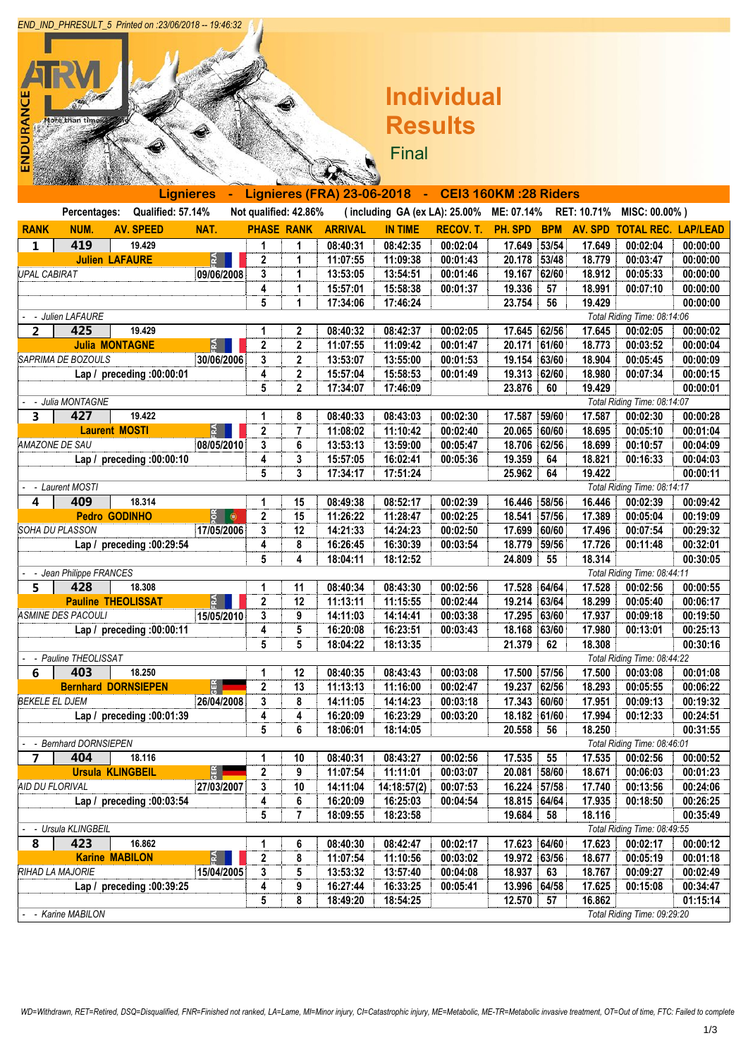END_IND_PHRESULT_5 Printed on :23/06/2018 -- 19:46:32

# Individual Results

## Final

### Lignieres - Lignieres (FRA) 23-06-2018 - CEI3 160KM :28 Riders

Percentages: Qualified: 57.14% Not qualified: 42.86% ( including GA (ex LA): 25.00% ME: 07.14% RET: 10.71% MISC: 00.00% )

| RANK | NUM. | AV. SPEED | NAT. | PHASE | RANK | ARRIVAL | IN TIME | RECOV. T. | PH. SPD | BPM | AV. SPD | TOTAL REC. | LAP/LEAD |
|---|---|---|---|---|---|---|---|---|---|---|---|---|---|
| 1 | 419 | 19.429 | | 1 | 1 | 08:40:31 | 08:42:35 | 00:02:04 | 17.649 | 53/54 | 17.649 | 00:02:04 | 00:00:00 |
| | Julien LAFAURE | | FRA | 2 | 1 | 11:07:55 | 11:09:38 | 00:01:43 | 20.178 | 53/48 | 18.779 | 00:03:47 | 00:00:00 |
| UPAL CABIRAT | | | 09/06/2008 | 3 | 1 | 13:53:05 | 13:54:51 | 00:01:46 | 19.167 | 62/60 | 18.912 | 00:05:33 | 00:00:00 |
| | | | | 4 | 1 | 15:57:01 | 15:58:38 | 00:01:37 | 19.336 | 57 | 18.991 | 00:07:10 | 00:00:00 |
| | | | | 5 | 1 | 17:34:06 | 17:46:24 | | 23.754 | 56 | 19.429 | | 00:00:00 |
| - - Julien LAFAURE | | | | | | | | | | | Total Riding Time: 08:14:06 | | |
| 2 | 425 | 19.429 | | 1 | 2 | 08:40:32 | 08:42:37 | 00:02:05 | 17.645 | 62/56 | 17.645 | 00:02:05 | 00:00:02 |
| | Julia MONTAGNE | | FRA | 2 | 2 | 11:07:55 | 11:09:42 | 00:01:47 | 20.171 | 61/60 | 18.773 | 00:03:52 | 00:00:04 |
| SAPRIMA DE BOZOULS | | | 30/06/2006 | 3 | 2 | 13:53:07 | 13:55:00 | 00:01:53 | 19.154 | 63/60 | 18.904 | 00:05:45 | 00:00:09 |
| | Lap / preceding :00:00:01 | | | 4 | 2 | 15:57:04 | 15:58:53 | 00:01:49 | 19.313 | 62/60 | 18.980 | 00:07:34 | 00:00:15 |
| | | | | 5 | 2 | 17:34:07 | 17:46:09 | | 23.876 | 60 | 19.429 | | 00:00:01 |
| - - Julia MONTAGNE | | | | | | | | | | | Total Riding Time: 08:14:07 | | |
| 3 | 427 | 19.422 | | 1 | 8 | 08:40:33 | 08:43:03 | 00:02:30 | 17.587 | 59/60 | 17.587 | 00:02:30 | 00:00:28 |
| | Laurent MOSTI | | FRA | 2 | 7 | 11:08:02 | 11:10:42 | 00:02:40 | 20.065 | 60/60 | 18.695 | 00:05:10 | 00:01:04 |
| AMAZONE DE SAU | | | 08/05/2010 | 3 | 6 | 13:53:13 | 13:59:00 | 00:05:47 | 18.706 | 62/56 | 18.699 | 00:10:57 | 00:04:09 |
| | Lap / preceding :00:00:10 | | | 4 | 3 | 15:57:05 | 16:02:41 | 00:05:36 | 19.359 | 64 | 18.821 | 00:16:33 | 00:04:03 |
| | | | | 5 | 3 | 17:34:17 | 17:51:24 | | 25.962 | 64 | 19.422 | | 00:00:11 |
| - - Laurent MOSTI | | | | | | | | | | | Total Riding Time: 08:14:17 | | |
| 4 | 409 | 18.314 | | 1 | 15 | 08:49:38 | 08:52:17 | 00:02:39 | 16.446 | 58/56 | 16.446 | 00:02:39 | 00:09:42 |
| | Pedro GODINHO | | POR | 2 | 15 | 11:26:22 | 11:28:47 | 00:02:25 | 18.541 | 57/56 | 17.389 | 00:05:04 | 00:19:09 |
| SOHA DU PLASSON | | | 17/05/2006 | 3 | 12 | 14:21:33 | 14:24:23 | 00:02:50 | 17.699 | 60/60 | 17.496 | 00:07:54 | 00:29:32 |
| | Lap / preceding :00:29:54 | | | 4 | 8 | 16:26:45 | 16:30:39 | 00:03:54 | 18.779 | 59/56 | 17.726 | 00:11:48 | 00:32:01 |
| | | | | 5 | 4 | 18:04:11 | 18:12:52 | | 24.809 | 55 | 18.314 | | 00:30:05 |
| - - Jean Philippe FRANCES | | | | | | | | | | | Total Riding Time: 08:44:11 | | |
| 5 | 428 | 18.308 | | 1 | 11 | 08:40:34 | 08:43:30 | 00:02:56 | 17.528 | 64/64 | 17.528 | 00:02:56 | 00:00:55 |
| | Pauline THEOLISSAT | | FRA | 2 | 12 | 11:13:11 | 11:15:55 | 00:02:44 | 19.214 | 63/64 | 18.299 | 00:05:40 | 00:06:17 |
| ASMINE DES PACOULI | | | 15/05/2010 | 3 | 9 | 14:11:03 | 14:14:41 | 00:03:38 | 17.295 | 63/60 | 17.937 | 00:09:18 | 00:19:50 |
| | Lap / preceding :00:00:11 | | | 4 | 5 | 16:20:08 | 16:23:51 | 00:03:43 | 18.168 | 63/60 | 17.980 | 00:13:01 | 00:25:13 |
| | | | | 5 | 5 | 18:04:22 | 18:13:35 | | 21.379 | 62 | 18.308 | | 00:30:16 |
| - - Pauline THEOLISSAT | | | | | | | | | | | Total Riding Time: 08:44:22 | | |
| 6 | 403 | 18.250 | | 1 | 12 | 08:40:35 | 08:43:43 | 00:03:08 | 17.500 | 57/56 | 17.500 | 00:03:08 | 00:01:08 |
| | Bernhard DORNSIEPEN | | GER | 2 | 13 | 11:13:13 | 11:16:00 | 00:02:47 | 19.237 | 62/56 | 18.293 | 00:05:55 | 00:06:22 |
| BEKELE EL DJEM | | | 26/04/2008 | 3 | 8 | 14:11:05 | 14:14:23 | 00:03:18 | 17.343 | 60/60 | 17.951 | 00:09:13 | 00:19:32 |
| | Lap / preceding :00:01:39 | | | 4 | 4 | 16:20:09 | 16:23:29 | 00:03:20 | 18.182 | 61/60 | 17.994 | 00:12:33 | 00:24:51 |
| | | | | 5 | 6 | 18:06:01 | 18:14:05 | | 20.558 | 56 | 18.250 | | 00:31:55 |
| - - Bernhard DORNSIEPEN | | | | | | | | | | | Total Riding Time: 08:46:01 | | |
| 7 | 404 | 18.116 | | 1 | 10 | 08:40:31 | 08:43:27 | 00:02:56 | 17.535 | 55 | 17.535 | 00:02:56 | 00:00:52 |
| | Ursula KLINGBEIL | | GER | 2 | 9 | 11:07:54 | 11:11:01 | 00:03:07 | 20.081 | 58/60 | 18.671 | 00:06:03 | 00:01:23 |
| AID DU FLORIVAL | | | 27/03/2007 | 3 | 10 | 14:11:04 | 14:18:57(2) | 00:07:53 | 16.224 | 57/58 | 17.740 | 00:13:56 | 00:24:06 |
| | Lap / preceding :00:03:54 | | | 4 | 6 | 16:20:09 | 16:25:03 | 00:04:54 | 18.815 | 64/64 | 17.935 | 00:18:50 | 00:26:25 |
| | | | | 5 | 7 | 18:09:55 | 18:23:58 | | 19.684 | 58 | 18.116 | | 00:35:49 |
| - - Ursula KLINGBEIL | | | | | | | | | | | Total Riding Time: 08:49:55 | | |
| 8 | 423 | 16.862 | | 1 | 6 | 08:40:30 | 08:42:47 | 00:02:17 | 17.623 | 64/60 | 17.623 | 00:02:17 | 00:00:12 |
| | Karine MABILON | | FRA | 2 | 8 | 11:07:54 | 11:10:56 | 00:03:02 | 19.972 | 63/56 | 18.677 | 00:05:19 | 00:01:18 |
| RIHAD LA MAJORIE | | | 15/04/2005 | 3 | 5 | 13:53:32 | 13:57:40 | 00:04:08 | 18.937 | 63 | 18.767 | 00:09:27 | 00:02:49 |
| | Lap / preceding :00:39:25 | | | 4 | 9 | 16:27:44 | 16:33:25 | 00:05:41 | 13.996 | 64/58 | 17.625 | 00:15:08 | 00:34:47 |
| | | | | 5 | 8 | 18:49:20 | 18:54:25 | | 12.570 | 57 | 16.862 | | 01:15:14 |
| - - Karine MABILON | | | | | | | | | | | Total Riding Time: 09:29:20 | | |

WD=Withdrawn, RET=Retired, DSQ=Disqualified, FNR=Finished not ranked, LA=Lame, MI=Minor injury, CI=Catastrophic injury, ME=Metabolic, ME-TR=Metabolic invasive treatment, OT=Out of time, FTC: Failed to complete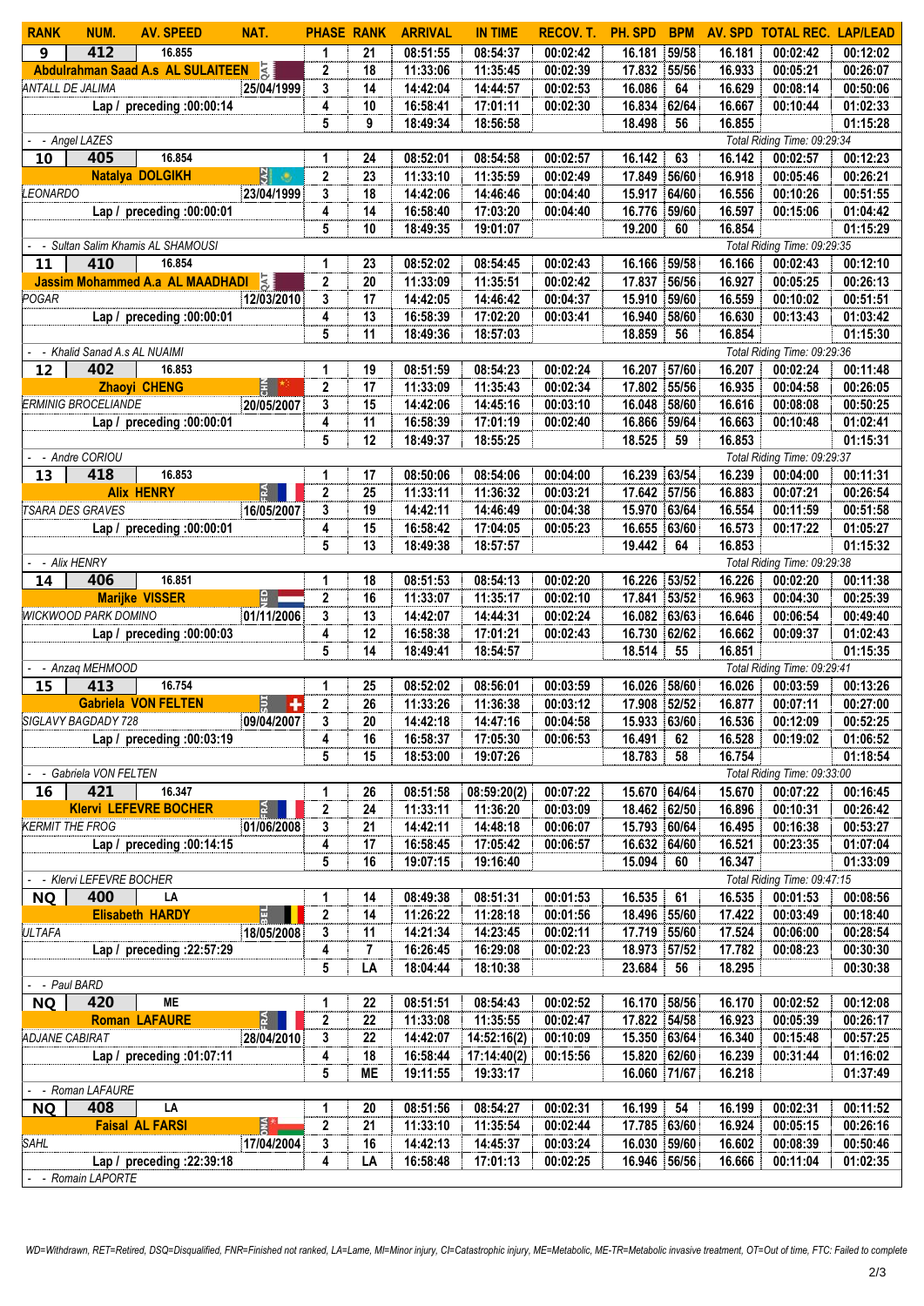| RANK | NUM. | AV. SPEED | NAT. | PHASE | RANK | ARRIVAL | IN TIME | RECOV. T. | PH. SPD | BPM | AV. SPD | TOTAL REC. | LAP/LEAD |
|---|---|---|---|---|---|---|---|---|---|---|---|---|---|
| 9 | 412 | 16.855 | | 1 | 21 | 08:51:55 | 08:54:37 | 00:02:42 | 16.181 | 59/58 | 16.181 | 00:02:42 | 00:12:02 |
| Abdulrahman Saad A.s AL SULAITEEN | | | QAT | 2 | 18 | 11:33:06 | 11:35:45 | 00:02:39 | 17.832 | 55/56 | 16.933 | 00:05:21 | 00:26:07 |
| ANTALL DE JALIMA | | | 25/04/1999 | 3 | 14 | 14:42:04 | 14:44:57 | 00:02:53 | 16.086 | 64 | 16.629 | 00:08:14 | 00:50:06 |
| Lap / preceding :00:00:14 | | | | 4 | 10 | 16:58:41 | 17:01:11 | 00:02:30 | 16.834 | 62/64 | 16.667 | 00:10:44 | 01:02:33 |
| | | | | 5 | 9 | 18:49:34 | 18:56:58 | | 18.498 | 56 | 16.855 | | 01:15:28 |
| - - Angel LAZES | | | | | | | | | | | Total Riding Time: 09:29:34 | | |
| 10 | 405 | 16.854 | | 1 | 24 | 08:52:01 | 08:54:58 | 00:02:57 | 16.142 | 63 | 16.142 | 00:02:57 | 00:12:23 |
| Natalya DOLGIKH | | | KAZ | 2 | 23 | 11:33:10 | 11:35:59 | 00:02:49 | 17.849 | 56/60 | 16.918 | 00:05:46 | 00:26:21 |
| LEONARDO | | | 23/04/1999 | 3 | 18 | 14:42:06 | 14:46:46 | 00:04:40 | 15.917 | 64/60 | 16.556 | 00:10:26 | 00:51:55 |
| Lap / preceding :00:00:01 | | | | 4 | 14 | 16:58:40 | 17:03:20 | 00:04:40 | 16.776 | 59/60 | 16.597 | 00:15:06 | 01:04:42 |
| | | | | 5 | 10 | 18:49:35 | 19:01:07 | | 19.200 | 60 | 16.854 | | 01:15:29 |
| - - Sultan Salim Khamis AL SHAMOUSI | | | | | | | | | | | Total Riding Time: 09:29:35 | | |
| 11 | 410 | 16.854 | | 1 | 23 | 08:52:02 | 08:54:45 | 00:02:43 | 16.166 | 59/58 | 16.166 | 00:02:43 | 00:12:10 |
| Jassim Mohammed A.a AL MAADHADI | | | QAT | 2 | 20 | 11:33:09 | 11:35:51 | 00:02:42 | 17.837 | 56/56 | 16.927 | 00:05:25 | 00:26:13 |
| POGAR | | | 12/03/2010 | 3 | 17 | 14:42:05 | 14:46:42 | 00:04:37 | 15.910 | 59/60 | 16.559 | 00:10:02 | 00:51:51 |
| Lap / preceding :00:00:01 | | | | 4 | 13 | 16:58:39 | 17:02:20 | 00:03:41 | 16.940 | 58/60 | 16.630 | 00:13:43 | 01:03:42 |
| | | | | 5 | 11 | 18:49:36 | 18:57:03 | | 18.859 | 56 | 16.854 | | 01:15:30 |
| - - Khalid Sanad A.s AL NUAIMI | | | | | | | | | | | Total Riding Time: 09:29:36 | | |
| 12 | 402 | 16.853 | | 1 | 19 | 08:51:59 | 08:54:23 | 00:02:24 | 16.207 | 57/60 | 16.207 | 00:02:24 | 00:11:48 |
| Zhaoyi CHENG | | | CHN | 2 | 17 | 11:33:09 | 11:35:43 | 00:02:34 | 17.802 | 55/56 | 16.935 | 00:04:58 | 00:26:05 |
| ERMINIG BROCELIANDE | | | 20/05/2007 | 3 | 15 | 14:42:06 | 14:45:16 | 00:03:10 | 16.048 | 58/60 | 16.616 | 00:08:08 | 00:50:25 |
| Lap / preceding :00:00:01 | | | | 4 | 11 | 16:58:39 | 17:01:19 | 00:02:40 | 16.866 | 59/64 | 16.663 | 00:10:48 | 01:02:41 |
| | | | | 5 | 12 | 18:49:37 | 18:55:25 | | 18.525 | 59 | 16.853 | | 01:15:31 |
| - - Andre CORIOU | | | | | | | | | | | Total Riding Time: 09:29:37 | | |
| 13 | 418 | 16.853 | | 1 | 17 | 08:50:06 | 08:54:06 | 00:04:00 | 16.239 | 63/54 | 16.239 | 00:04:00 | 00:11:31 |
| Alix HENRY | | | FRA | 2 | 25 | 11:33:11 | 11:36:32 | 00:03:21 | 17.642 | 57/56 | 16.883 | 00:07:21 | 00:26:54 |
| TSARA DES GRAVES | | | 16/05/2007 | 3 | 19 | 14:42:11 | 14:46:49 | 00:04:38 | 15.970 | 63/64 | 16.554 | 00:11:59 | 00:51:58 |
| Lap / preceding :00:00:01 | | | | 4 | 15 | 16:58:42 | 17:04:05 | 00:05:23 | 16.655 | 63/60 | 16.573 | 00:17:22 | 01:05:27 |
| | | | | 5 | 13 | 18:49:38 | 18:57:57 | | 19.442 | 64 | 16.853 | | 01:15:32 |
| - - Alix HENRY | | | | | | | | | | | Total Riding Time: 09:29:38 | | |
| 14 | 406 | 16.851 | | 1 | 18 | 08:51:53 | 08:54:13 | 00:02:20 | 16.226 | 53/52 | 16.226 | 00:02:20 | 00:11:38 |
| Marijke VISSER | | | NED | 2 | 16 | 11:33:07 | 11:35:17 | 00:02:10 | 17.841 | 53/52 | 16.963 | 00:04:30 | 00:25:39 |
| WICKWOOD PARK DOMINO | | | 01/11/2006 | 3 | 13 | 14:42:07 | 14:44:31 | 00:02:24 | 16.082 | 63/63 | 16.646 | 00:06:54 | 00:49:40 |
| Lap / preceding :00:00:03 | | | | 4 | 12 | 16:58:38 | 17:01:21 | 00:02:43 | 16.730 | 62/62 | 16.662 | 00:09:37 | 01:02:43 |
| | | | | 5 | 14 | 18:49:41 | 18:54:57 | | 18.514 | 55 | 16.851 | | 01:15:35 |
| - - Anzaq MEHMOOD | | | | | | | | | | | Total Riding Time: 09:29:41 | | |
| 15 | 413 | 16.754 | | 1 | 25 | 08:52:02 | 08:56:01 | 00:03:59 | 16.026 | 58/60 | 16.026 | 00:03:59 | 00:13:26 |
| Gabriela VON FELTEN | | | SUI | 2 | 26 | 11:33:26 | 11:36:38 | 00:03:12 | 17.908 | 52/52 | 16.877 | 00:07:11 | 00:27:00 |
| SIGLAVY BAGDADY 728 | | | 09/04/2007 | 3 | 20 | 14:42:18 | 14:47:16 | 00:04:58 | 15.933 | 63/60 | 16.536 | 00:12:09 | 00:52:25 |
| Lap / preceding :00:03:19 | | | | 4 | 16 | 16:58:37 | 17:05:30 | 00:06:53 | 16.491 | 62 | 16.528 | 00:19:02 | 01:06:52 |
| | | | | 5 | 15 | 18:53:00 | 19:07:26 | | 18.783 | 58 | 16.754 | | 01:18:54 |
| - - Gabriela VON FELTEN | | | | | | | | | | | Total Riding Time: 09:33:00 | | |
| 16 | 421 | 16.347 | | 1 | 26 | 08:51:58 | 08:59:20(2) | 00:07:22 | 15.670 | 64/64 | 15.670 | 00:07:22 | 00:16:45 |
| Klervi LEFEVRE BOCHER | | | FRA | 2 | 24 | 11:33:11 | 11:36:20 | 00:03:09 | 18.462 | 62/50 | 16.896 | 00:10:31 | 00:26:42 |
| KERMIT THE FROG | | | 01/06/2008 | 3 | 21 | 14:42:11 | 14:48:18 | 00:06:07 | 15.793 | 60/64 | 16.495 | 00:16:38 | 00:53:27 |
| Lap / preceding :00:14:15 | | | | 4 | 17 | 16:58:45 | 17:05:42 | 00:06:57 | 16.632 | 64/60 | 16.521 | 00:23:35 | 01:07:04 |
| | | | | 5 | 16 | 19:07:15 | 19:16:40 | | 15.094 | 60 | 16.347 | | 01:33:09 |
| - - Klervi LEFEVRE BOCHER | | | | | | | | | | | Total Riding Time: 09:47:15 | | |
| NQ | 400 | LA | | 1 | 14 | 08:49:38 | 08:51:31 | 00:01:53 | 16.535 | 61 | 16.535 | 00:01:53 | 00:08:56 |
| Elisabeth HARDY | | | BEL | 2 | 14 | 11:26:22 | 11:28:18 | 00:01:56 | 18.496 | 55/60 | 17.422 | 00:03:49 | 00:18:40 |
| ULTAFA | | | 18/05/2008 | 3 | 11 | 14:21:34 | 14:23:45 | 00:02:11 | 17.719 | 55/60 | 17.524 | 00:06:00 | 00:28:54 |
| Lap / preceding :22:57:29 | | | | 4 | 7 | 16:26:45 | 16:29:08 | 00:02:23 | 18.973 | 57/52 | 17.782 | 00:08:23 | 00:30:30 |
| | | | | 5 | LA | 18:04:44 | 18:10:38 | | 23.684 | 56 | 18.295 | | 00:30:38 |
| - - Paul BARD | | | | | | | | | | | | | |
| NQ | 420 | ME | | 1 | 22 | 08:51:51 | 08:54:43 | 00:02:52 | 16.170 | 58/56 | 16.170 | 00:02:52 | 00:12:08 |
| Roman LAFAURE | | | FRA | 2 | 22 | 11:33:08 | 11:35:55 | 00:02:47 | 17.822 | 54/58 | 16.923 | 00:05:39 | 00:26:17 |
| ADJANE CABIRAT | | | 28/04/2010 | 3 | 22 | 14:42:07 | 14:52:16(2) | 00:10:09 | 15.350 | 63/64 | 16.340 | 00:15:48 | 00:57:25 |
| Lap / preceding :01:07:11 | | | | 4 | 18 | 16:58:44 | 17:14:40(2) | 00:15:56 | 15.820 | 62/60 | 16.239 | 00:31:44 | 01:16:02 |
| | | | | 5 | ME | 19:11:55 | 19:33:17 | | 16.060 | 71/67 | 16.218 | | 01:37:49 |
| - - Roman LAFAURE | | | | | | | | | | | | | |
| NQ | 408 | LA | | 1 | 20 | 08:51:56 | 08:54:27 | 00:02:31 | 16.199 | 54 | 16.199 | 00:02:31 | 00:11:52 |
| Faisal AL FARSI | | | OMA | 2 | 21 | 11:33:10 | 11:35:54 | 00:02:44 | 17.785 | 63/60 | 16.924 | 00:05:15 | 00:26:16 |
| SAHL | | | 17/04/2004 | 3 | 16 | 14:42:13 | 14:45:37 | 00:03:24 | 16.030 | 59/60 | 16.602 | 00:08:39 | 00:50:46 |
| Lap / preceding :22:39:18 | | | | 4 | LA | 16:58:48 | 17:01:13 | 00:02:25 | 16.946 | 56/56 | 16.666 | 00:11:04 | 01:02:35 |
| - - Romain LAPORTE | | | | | | | | | | | | | |

WD=Withdrawn, RET=Retired, DSQ=Disqualified, FNR=Finished not ranked, LA=Lame, MI=Minor injury, CI=Catastrophic injury, ME=Metabolic, ME-TR=Metabolic invasive treatment, OT=Out of time, FTC: Failed to complete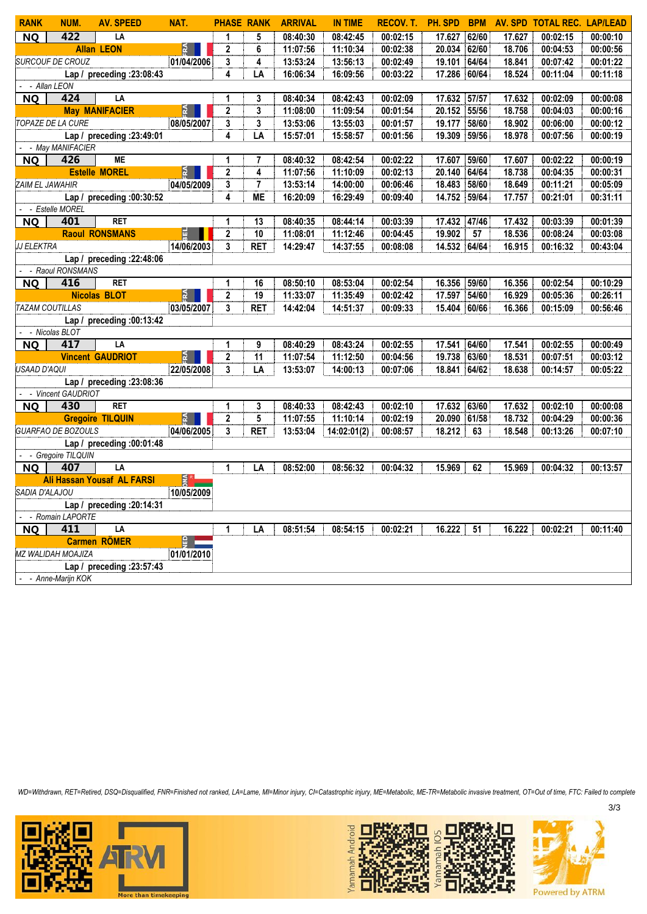| RANK | NUM. | AV. SPEED | NAT. | PHASE | RANK | ARRIVAL | IN TIME | RECOV. T. | PH. SPD | BPM | AV. SPD | TOTAL REC. | LAP/LEAD |
|---|---|---|---|---|---|---|---|---|---|---|---|---|---|
| NQ | 422 | LA | | 1 | 5 | 08:40:30 | 08:42:45 | 00:02:15 | 17.627 | 62/60 | 17.627 | 00:02:15 | 00:00:10 |
| | Allan LEON | | FRA | 2 | 6 | 11:07:56 | 11:10:34 | 00:02:38 | 20.034 | 62/60 | 18.706 | 00:04:53 | 00:00:56 |
| SURCOUF DE CROUZ | | | 01/04/2006 | 3 | 4 | 13:53:24 | 13:56:13 | 00:02:49 | 19.101 | 64/64 | 18.841 | 00:07:42 | 00:01:22 |
| | Lap / preceding :23:08:43 | | | 4 | LA | 16:06:34 | 16:09:56 | 00:03:22 | 17.286 | 60/64 | 18.524 | 00:11:04 | 00:11:18 |
| - - Allan LEON | | | | | | | | | | | | | |
| NQ | 424 | LA | | 1 | 3 | 08:40:34 | 08:42:43 | 00:02:09 | 17.632 | 57/57 | 17.632 | 00:02:09 | 00:00:08 |
| | May MANIFACIER | | FRA | 2 | 3 | 11:08:00 | 11:09:54 | 00:01:54 | 20.152 | 55/56 | 18.758 | 00:04:03 | 00:00:16 |
| TOPAZE DE LA CURE | | | 08/05/2007 | 3 | 3 | 13:53:06 | 13:55:03 | 00:01:57 | 19.177 | 58/60 | 18.902 | 00:06:00 | 00:00:12 |
| | Lap / preceding :23:49:01 | | | 4 | LA | 15:57:01 | 15:58:57 | 00:01:56 | 19.309 | 59/56 | 18.978 | 00:07:56 | 00:00:19 |
| - - May MANIFACIER | | | | | | | | | | | | | |
| NQ | 426 | ME | | 1 | 7 | 08:40:32 | 08:42:54 | 00:02:22 | 17.607 | 59/60 | 17.607 | 00:02:22 | 00:00:19 |
| | Estelle MOREL | | FRA | 2 | 4 | 11:07:56 | 11:10:09 | 00:02:13 | 20.140 | 64/64 | 18.738 | 00:04:35 | 00:00:31 |
| ZAIM EL JAWAHIR | | | 04/05/2009 | 3 | 7 | 13:53:14 | 14:00:00 | 00:06:46 | 18.483 | 58/60 | 18.649 | 00:11:21 | 00:05:09 |
| | Lap / preceding :00:30:52 | | | 4 | ME | 16:20:09 | 16:29:49 | 00:09:40 | 14.752 | 59/64 | 17.757 | 00:21:01 | 00:31:11 |
| - - Estelle MOREL | | | | | | | | | | | | | |
| NQ | 401 | RET | | 1 | 13 | 08:40:35 | 08:44:14 | 00:03:39 | 17.432 | 47/46 | 17.432 | 00:03:39 | 00:01:39 |
| | Raoul RONSMANS | | BEL | 2 | 10 | 11:08:01 | 11:12:46 | 00:04:45 | 19.902 | 57 | 18.536 | 00:08:24 | 00:03:08 |
| JJ ELEKTRA | | | 14/06/2003 | 3 | RET | 14:29:47 | 14:37:55 | 00:08:08 | 14.532 | 64/64 | 16.915 | 00:16:32 | 00:43:04 |
| | Lap / preceding :22:48:06 | | | | | | | | | | | | |
| - - Raoul RONSMANS | | | | | | | | | | | | | |
| NQ | 416 | RET | | 1 | 16 | 08:50:10 | 08:53:04 | 00:02:54 | 16.356 | 59/60 | 16.356 | 00:02:54 | 00:10:29 |
| | Nicolas BLOT | | FRA | 2 | 19 | 11:33:07 | 11:35:49 | 00:02:42 | 17.597 | 54/60 | 16.929 | 00:05:36 | 00:26:11 |
| TAZAM COUTILLAS | | | 03/05/2007 | 3 | RET | 14:42:04 | 14:51:37 | 00:09:33 | 15.404 | 60/66 | 16.366 | 00:15:09 | 00:56:46 |
| | Lap / preceding :00:13:42 | | | | | | | | | | | | |
| - - Nicolas BLOT | | | | | | | | | | | | | |
| NQ | 417 | LA | | 1 | 9 | 08:40:29 | 08:43:24 | 00:02:55 | 17.541 | 64/60 | 17.541 | 00:02:55 | 00:00:49 |
| | Vincent GAUDRIOT | | FRA | 2 | 11 | 11:07:54 | 11:12:50 | 00:04:56 | 19.738 | 63/60 | 18.531 | 00:07:51 | 00:03:12 |
| USAAD D'AQUI | | | 22/05/2008 | 3 | LA | 13:53:07 | 14:00:13 | 00:07:06 | 18.841 | 64/62 | 18.638 | 00:14:57 | 00:05:22 |
| | Lap / preceding :23:08:36 | | | | | | | | | | | | |
| - - Vincent GAUDRIOT | | | | | | | | | | | | | |
| NQ | 430 | RET | | 1 | 3 | 08:40:33 | 08:42:43 | 00:02:10 | 17.632 | 63/60 | 17.632 | 00:02:10 | 00:00:08 |
| | Gregoire TILQUIN | | FRA | 2 | 5 | 11:07:55 | 11:10:14 | 00:02:19 | 20.090 | 61/58 | 18.732 | 00:04:29 | 00:00:36 |
| GUARFAO DE BOZOULS | | | 04/06/2005 | 3 | RET | 13:53:04 | 14:02:01(2) | 00:08:57 | 18.212 | 63 | 18.548 | 00:13:26 | 00:07:10 |
| | Lap / preceding :00:01:48 | | | | | | | | | | | | |
| - - Gregoire TILQUIN | | | | | | | | | | | | | |
| NQ | 407 | LA | | 1 | LA | 08:52:00 | 08:56:32 | 00:04:32 | 15.969 | 62 | 15.969 | 00:04:32 | 00:13:57 |
| | Ali Hassan Yousaf AL FARSI | | OMA | | | | | | | | | | |
| SADIA D'ALAJOU | | | 10/05/2009 | | | | | | | | | | |
| | Lap / preceding :20:14:31 | | | | | | | | | | | | |
| - - Romain LAPORTE | | | | | | | | | | | | | |
| NQ | 411 | LA | | 1 | LA | 08:51:54 | 08:54:15 | 00:02:21 | 16.222 | 51 | 16.222 | 00:02:21 | 00:11:40 |
| | Carmen RÖMER | | NED | | | | | | | | | | |
| MZ WALIDAH MOAJIZA | | | 01/01/2010 | | | | | | | | | | |
| | Lap / preceding :23:57:43 | | | | | | | | | | | | |
| - - Anne-Marijn KOK | | | | | | | | | | | | | |

WD=Withdrawn, RET=Retired, DSQ=Disqualified, FNR=Finished not ranked, LA=Lame, MI=Minor injury, CI=Catastrophic injury, ME=Metabolic, ME-TR=Metabolic invasive treatment, OT=Out of time, FTC: Failed to complete

ATRM More than timekeeping

Yamamah Android Yamamah IOS

Powered by ATRM